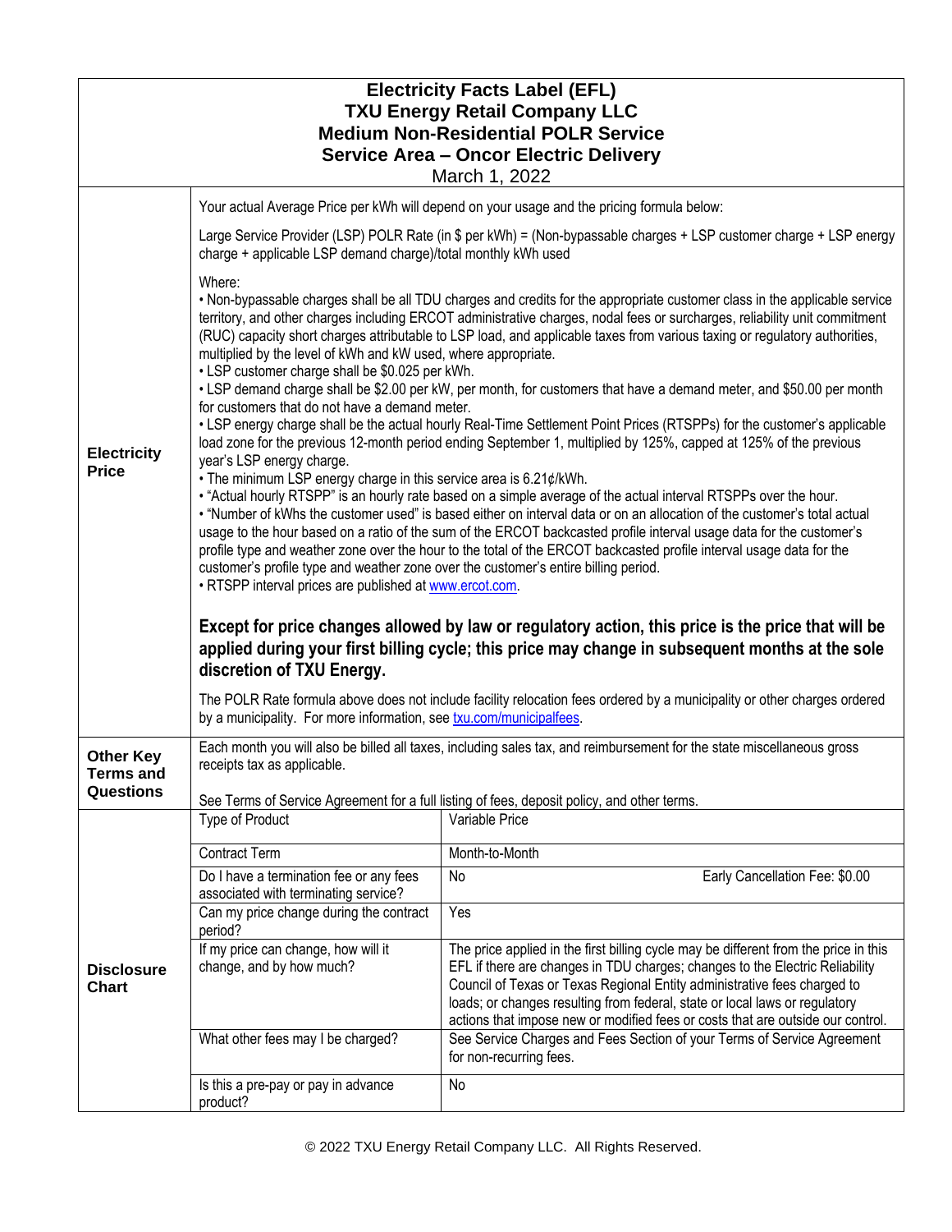# Electricity Facts Label (EFL)
## TXU Energy Retail Company LLC
## Medium Non-Residential POLR Service
## Service Area – Oncor Electric Delivery

March 1, 2022

## Electricity Price

Your actual Average Price per kWh will depend on your usage and the pricing formula below:

Large Service Provider (LSP) POLR Rate (in $ per kWh) = (Non-bypassable charges + LSP customer charge + LSP energy charge + applicable LSP demand charge)/total monthly kWh used

Where:

- Non-bypassable charges shall be all TDU charges and credits for the appropriate customer class in the applicable service territory, and other charges including ERCOT administrative charges, nodal fees or surcharges, reliability unit commitment (RUC) capacity short charges attributable to LSP load, and applicable taxes from various taxing or regulatory authorities, multiplied by the level of kWh and kW used, where appropriate.
- LSP customer charge shall be $0.025 per kWh.
- LSP demand charge shall be $2.00 per kW, per month, for customers that have a demand meter, and $50.00 per month for customers that do not have a demand meter.
- LSP energy charge shall be the actual hourly Real-Time Settlement Point Prices (RTSPPs) for the customer's applicable load zone for the previous 12-month period ending September 1, multiplied by 125%, capped at 125% of the previous year's LSP energy charge.
- The minimum LSP energy charge in this service area is 6.21¢/kWh.
- "Actual hourly RTSPP" is an hourly rate based on a simple average of the actual interval RTSPPs over the hour.
- "Number of kWhs the customer used" is based either on interval data or on an allocation of the customer's total actual usage to the hour based on a ratio of the sum of the ERCOT backcasted profile interval usage data for the customer's profile type and weather zone over the hour to the total of the ERCOT backcasted profile interval usage data for the customer's profile type and weather zone over the customer's entire billing period.
- RTSPP interval prices are published at www.ercot.com.

**Except for price changes allowed by law or regulatory action, this price is the price that will be applied during your first billing cycle; this price may change in subsequent months at the sole discretion of TXU Energy.**

The POLR Rate formula above does not include facility relocation fees ordered by a municipality or other charges ordered by a municipality. For more information, see txu.com/municipalfees.

## Other Key Terms and Questions

Each month you will also be billed all taxes, including sales tax, and reimbursement for the state miscellaneous gross receipts tax as applicable.

See Terms of Service Agreement for a full listing of fees, deposit policy, and other terms.

## Disclosure Chart

| Question | Answer |
|---|---|
| Type of Product | Variable Price |
| Contract Term | Month-to-Month |
| Do I have a termination fee or any fees associated with terminating service? | No — Early Cancellation Fee: $0.00 |
| Can my price change during the contract period? | Yes |
| If my price can change, how will it change, and by how much? | The price applied in the first billing cycle may be different from the price in this EFL if there are changes in TDU charges; changes to the Electric Reliability Council of Texas or Texas Regional Entity administrative fees charged to loads; or changes resulting from federal, state or local laws or regulatory actions that impose new or modified fees or costs that are outside our control. |
| What other fees may I be charged? | See Service Charges and Fees Section of your Terms of Service Agreement for non-recurring fees. |
| Is this a pre-pay or pay in advance product? | No |

© 2022 TXU Energy Retail Company LLC. All Rights Reserved.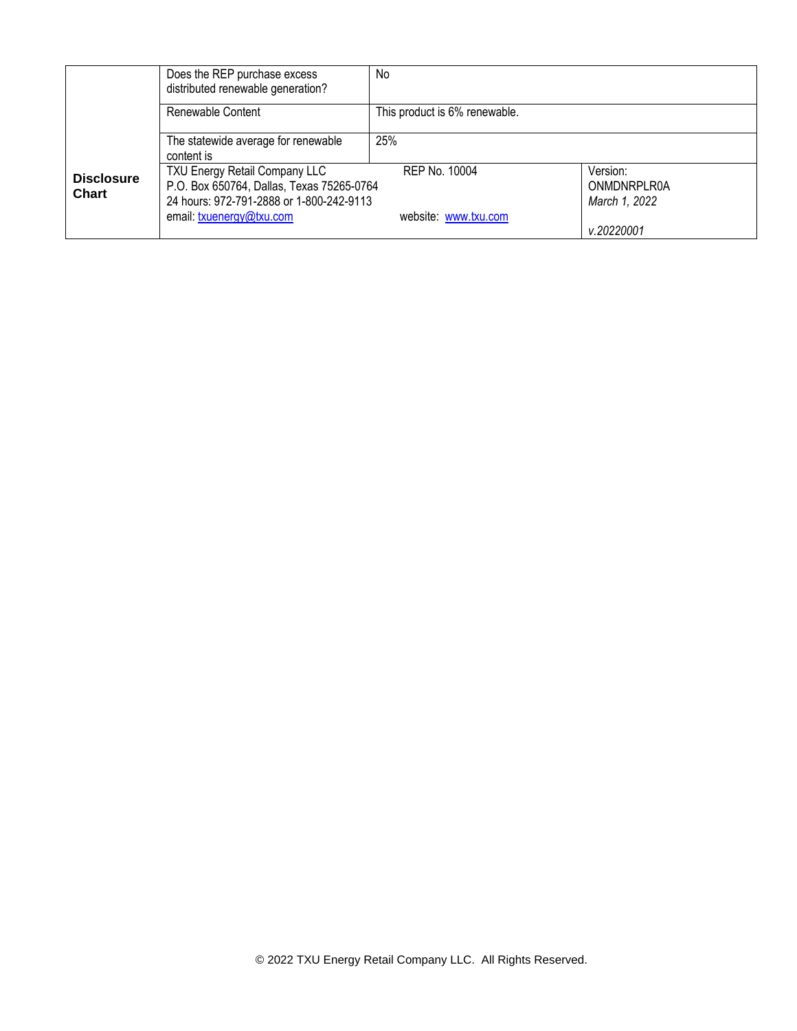| | | | |
|---|---|---|---|
| **Disclosure Chart** | Does the REP purchase excess distributed renewable generation? | No | |
| | Renewable Content | This product is 6% renewable. | |
| | The statewide average for renewable content is | 25% | |
| | TXU Energy Retail Company LLC<br>P.O. Box 650764, Dallas, Texas 75265-0764<br>24 hours: 972-791-2888 or 1-800-242-9113<br>email: txuenergy@txu.com | REP No. 10004<br><br><br>website: www.txu.com | Version:<br>ONMDNRPLR0A<br>*March 1, 2022*<br><br>*v.20220001* |

© 2022 TXU Energy Retail Company LLC. All Rights Reserved.